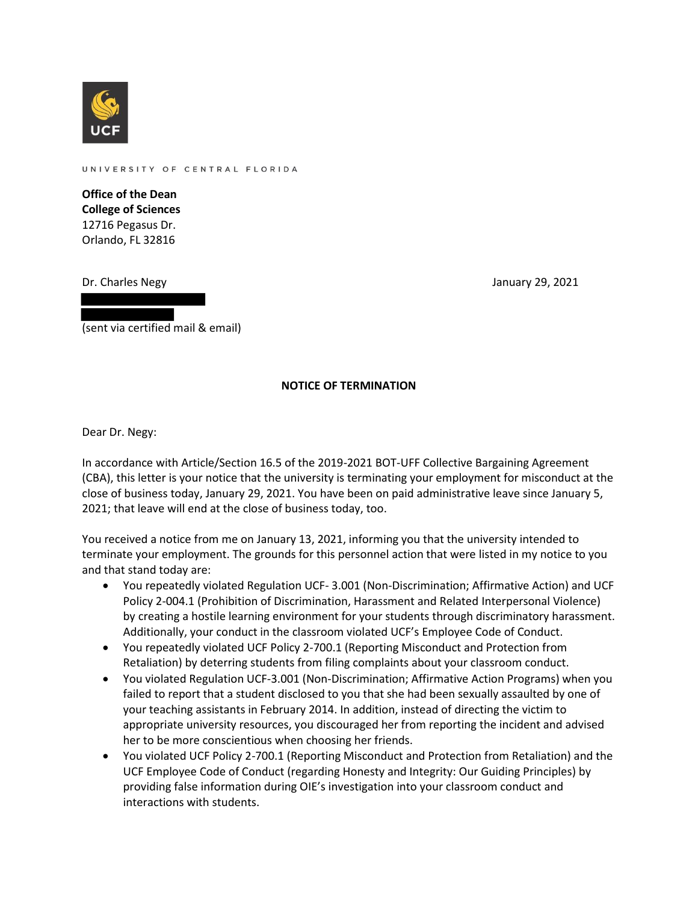UCF

UNIVERSITY OF CENTRAL FLORIDA

**Office of the Dean**
**College of Sciences**
12716 Pegasus Dr.
Orlando, FL 32816

Dr. Charles Negy

January 29, 2021

(sent via certified mail & email)

**NOTICE OF TERMINATION**

Dear Dr. Negy:

In accordance with Article/Section 16.5 of the 2019-2021 BOT-UFF Collective Bargaining Agreement (CBA), this letter is your notice that the university is terminating your employment for misconduct at the close of business today, January 29, 2021. You have been on paid administrative leave since January 5, 2021; that leave will end at the close of business today, too.

You received a notice from me on January 13, 2021, informing you that the university intended to terminate your employment. The grounds for this personnel action that were listed in my notice to you and that stand today are:

- You repeatedly violated Regulation UCF- 3.001 (Non-Discrimination; Affirmative Action) and UCF Policy 2-004.1 (Prohibition of Discrimination, Harassment and Related Interpersonal Violence) by creating a hostile learning environment for your students through discriminatory harassment. Additionally, your conduct in the classroom violated UCF's Employee Code of Conduct.
- You repeatedly violated UCF Policy 2-700.1 (Reporting Misconduct and Protection from Retaliation) by deterring students from filing complaints about your classroom conduct.
- You violated Regulation UCF-3.001 (Non-Discrimination; Affirmative Action Programs) when you failed to report that a student disclosed to you that she had been sexually assaulted by one of your teaching assistants in February 2014. In addition, instead of directing the victim to appropriate university resources, you discouraged her from reporting the incident and advised her to be more conscientious when choosing her friends.
- You violated UCF Policy 2-700.1 (Reporting Misconduct and Protection from Retaliation) and the UCF Employee Code of Conduct (regarding Honesty and Integrity: Our Guiding Principles) by providing false information during OIE's investigation into your classroom conduct and interactions with students.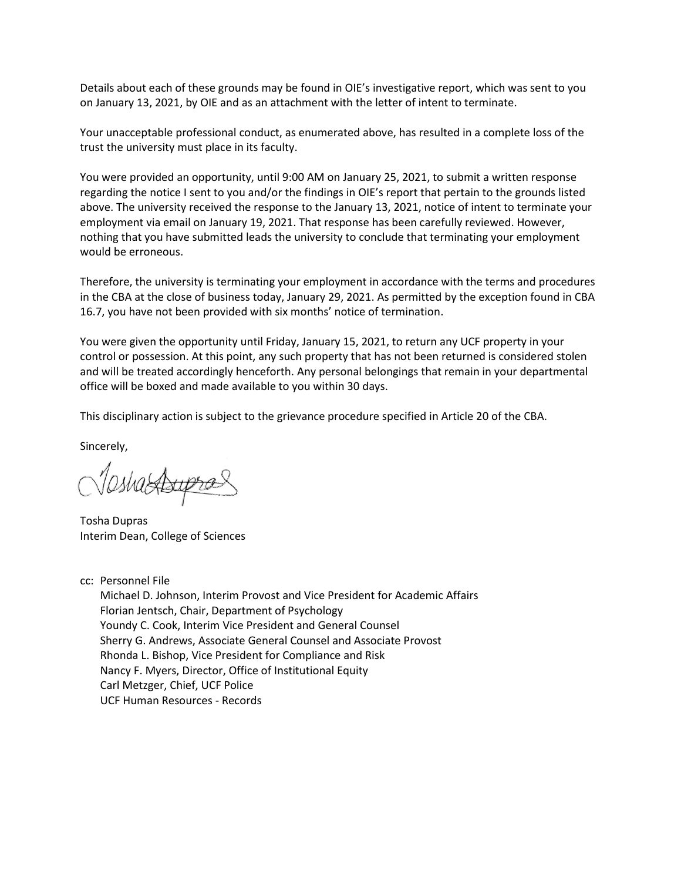Details about each of these grounds may be found in OIE's investigative report, which was sent to you on January 13, 2021, by OIE and as an attachment with the letter of intent to terminate.

Your unacceptable professional conduct, as enumerated above, has resulted in a complete loss of the trust the university must place in its faculty.

You were provided an opportunity, until 9:00 AM on January 25, 2021, to submit a written response regarding the notice I sent to you and/or the findings in OIE's report that pertain to the grounds listed above. The university received the response to the January 13, 2021, notice of intent to terminate your employment via email on January 19, 2021. That response has been carefully reviewed. However, nothing that you have submitted leads the university to conclude that terminating your employment would be erroneous.

Therefore, the university is terminating your employment in accordance with the terms and procedures in the CBA at the close of business today, January 29, 2021. As permitted by the exception found in CBA 16.7, you have not been provided with six months' notice of termination.

You were given the opportunity until Friday, January 15, 2021, to return any UCF property in your control or possession. At this point, any such property that has not been returned is considered stolen and will be treated accordingly henceforth. Any personal belongings that remain in your departmental office will be boxed and made available to you within 30 days.

This disciplinary action is subject to the grievance procedure specified in Article 20 of the CBA.

Sincerely,

Tosha Dupras
Interim Dean, College of Sciences

cc: Personnel File
Michael D. Johnson, Interim Provost and Vice President for Academic Affairs
Florian Jentsch, Chair, Department of Psychology
Youndy C. Cook, Interim Vice President and General Counsel
Sherry G. Andrews, Associate General Counsel and Associate Provost
Rhonda L. Bishop, Vice President for Compliance and Risk
Nancy F. Myers, Director, Office of Institutional Equity
Carl Metzger, Chief, UCF Police
UCF Human Resources - Records